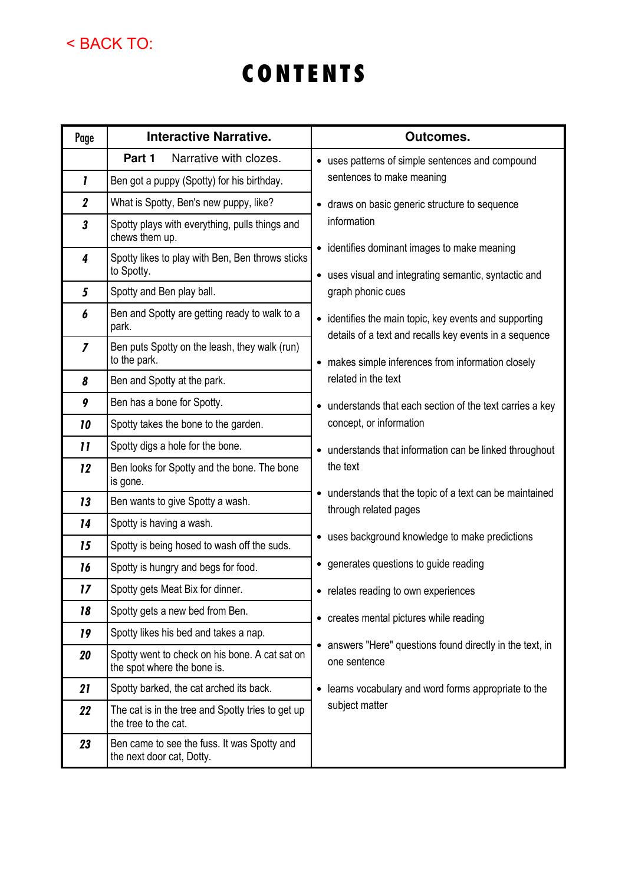< BACK TO:

# CONTENTS

| Page | Interactive Narrative. | Outcomes. |
|---|---|---|
| | **Part 1** Narrative with clozes. | • uses patterns of simple sentences and compound sentences to make meaning<br>• draws on basic generic structure to sequence information<br>• identifies dominant images to make meaning<br>• uses visual and integrating semantic, syntactic and graph phonic cues<br>• identifies the main topic, key events and supporting details of a text and recalls key events in a sequence<br>• makes simple inferences from information closely related in the text<br>• understands that each section of the text carries a key concept, or information<br>• understands that information can be linked throughout the text<br>• understands that the topic of a text can be maintained through related pages<br>• uses background knowledge to make predictions<br>• generates questions to guide reading<br>• relates reading to own experiences<br>• creates mental pictures while reading<br>• answers "Here" questions found directly in the text, in one sentence<br>• learns vocabulary and word forms appropriate to the subject matter |
| 1 | Ben got a puppy (Spotty) for his birthday. | |
| 2 | What is Spotty, Ben's new puppy, like? | |
| 3 | Spotty plays with everything, pulls things and chews them up. | |
| 4 | Spotty likes to play with Ben, Ben throws sticks to Spotty. | |
| 5 | Spotty and Ben play ball. | |
| 6 | Ben and Spotty are getting ready to walk to a park. | |
| 7 | Ben puts Spotty on the leash, they walk (run) to the park. | |
| 8 | Ben and Spotty at the park. | |
| 9 | Ben has a bone for Spotty. | |
| 10 | Spotty takes the bone to the garden. | |
| 11 | Spotty digs a hole for the bone. | |
| 12 | Ben looks for Spotty and the bone. The bone is gone. | |
| 13 | Ben wants to give Spotty a wash. | |
| 14 | Spotty is having a wash. | |
| 15 | Spotty is being hosed to wash off the suds. | |
| 16 | Spotty is hungry and begs for food. | |
| 17 | Spotty gets Meat Bix for dinner. | |
| 18 | Spotty gets a new bed from Ben. | |
| 19 | Spotty likes his bed and takes a nap. | |
| 20 | Spotty went to check on his bone. A cat sat on the spot where the bone is. | |
| 21 | Spotty barked, the cat arched its back. | |
| 22 | The cat is in the tree and Spotty tries to get up the tree to the cat. | |
| 23 | Ben came to see the fuss. It was Spotty and the next door cat, Dotty. | |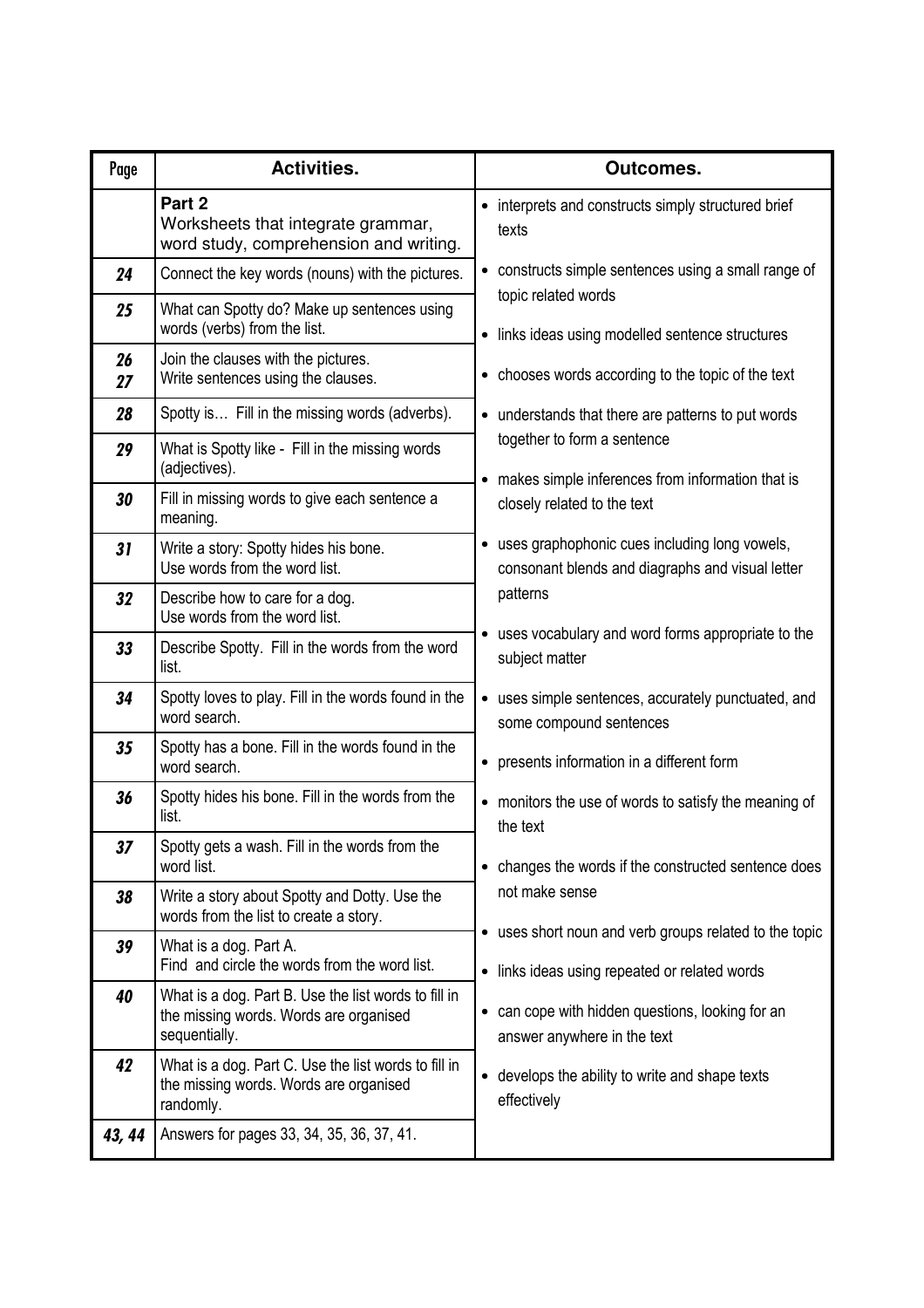| Page | Activities. | Outcomes. |
| --- | --- | --- |
| | **Part 2**<br>Worksheets that integrate grammar, word study, comprehension and writing. | • interprets and constructs simply structured brief texts<br>• constructs simple sentences using a small range of topic related words<br>• links ideas using modelled sentence structures<br>• chooses words according to the topic of the text<br>• understands that there are patterns to put words together to form a sentence<br>• makes simple inferences from information that is closely related to the text<br>• uses graphophonic cues including long vowels, consonant blends and diagraphs and visual letter patterns<br>• uses vocabulary and word forms appropriate to the subject matter<br>• uses simple sentences, accurately punctuated, and some compound sentences<br>• presents information in a different form<br>• monitors the use of words to satisfy the meaning of the text<br>• changes the words if the constructed sentence does not make sense<br>• uses short noun and verb groups related to the topic<br>• links ideas using repeated or related words<br>• can cope with hidden questions, looking for an answer anywhere in the text<br>• develops the ability to write and shape texts effectively |
| ***24*** | Connect the key words (nouns) with the pictures. | |
| ***25*** | What can Spotty do? Make up sentences using words (verbs) from the list. | |
| ***26***<br>***27*** | Join the clauses with the pictures.<br>Write sentences using the clauses. | |
| ***28*** | Spotty is… Fill in the missing words (adverbs). | |
| ***29*** | What is Spotty like - Fill in the missing words (adjectives). | |
| ***30*** | Fill in missing words to give each sentence a meaning. | |
| ***31*** | Write a story: Spotty hides his bone.<br>Use words from the word list. | |
| ***32*** | Describe how to care for a dog.<br>Use words from the word list. | |
| ***33*** | Describe Spotty. Fill in the words from the word list. | |
| ***34*** | Spotty loves to play. Fill in the words found in the word search. | |
| ***35*** | Spotty has a bone. Fill in the words found in the word search. | |
| ***36*** | Spotty hides his bone. Fill in the words from the list. | |
| ***37*** | Spotty gets a wash. Fill in the words from the word list. | |
| ***38*** | Write a story about Spotty and Dotty. Use the words from the list to create a story. | |
| ***39*** | What is a dog. Part A.<br>Find and circle the words from the word list. | |
| ***40*** | What is a dog. Part B. Use the list words to fill in the missing words. Words are organised sequentially. | |
| ***42*** | What is a dog. Part C. Use the list words to fill in the missing words. Words are organised randomly. | |
| ***43, 44*** | Answers for pages 33, 34, 35, 36, 37, 41. | |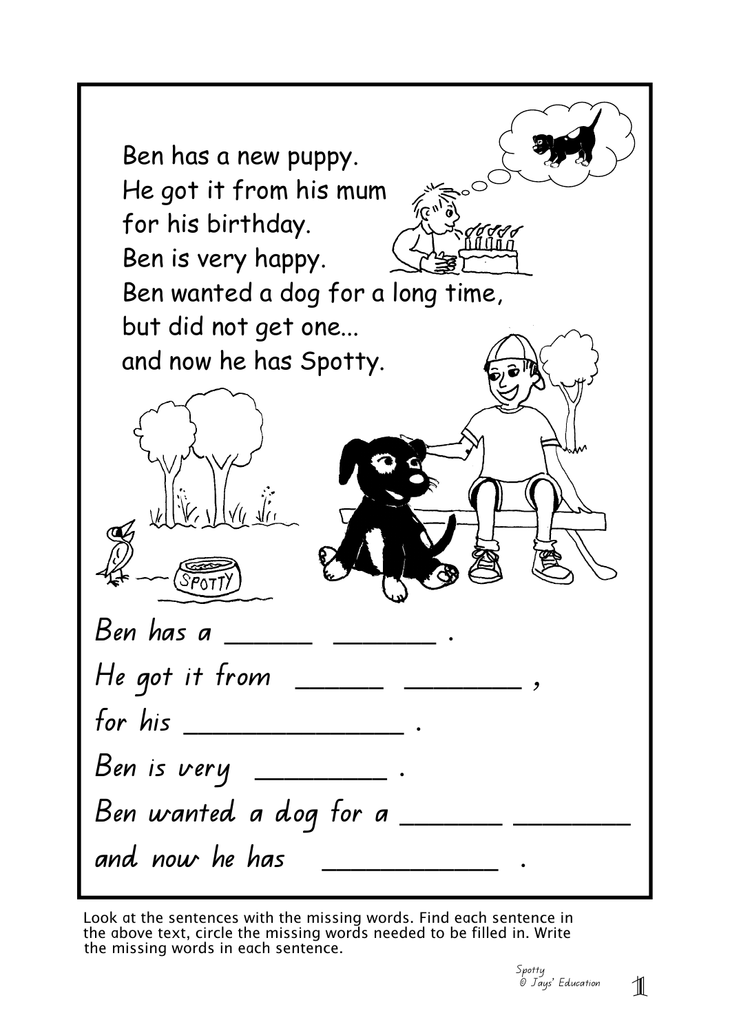Ben has a new puppy.
He got it from his mum
for his birthday.
Ben is very happy.
Ben wanted a dog for a long time,
but did not get one...
and now he has Spotty.

SPOTTY

Ben has a ______ _______ .

He got it from ______ ________ ,

for his _______________ .

Ben is very _________ .

Ben wanted a dog for a _______ ________

and now he has ____________ .

Look at the sentences with the missing words. Find each sentence in the above text, circle the missing words needed to be filled in. Write the missing words in each sentence.

Spotty
© Jays' Education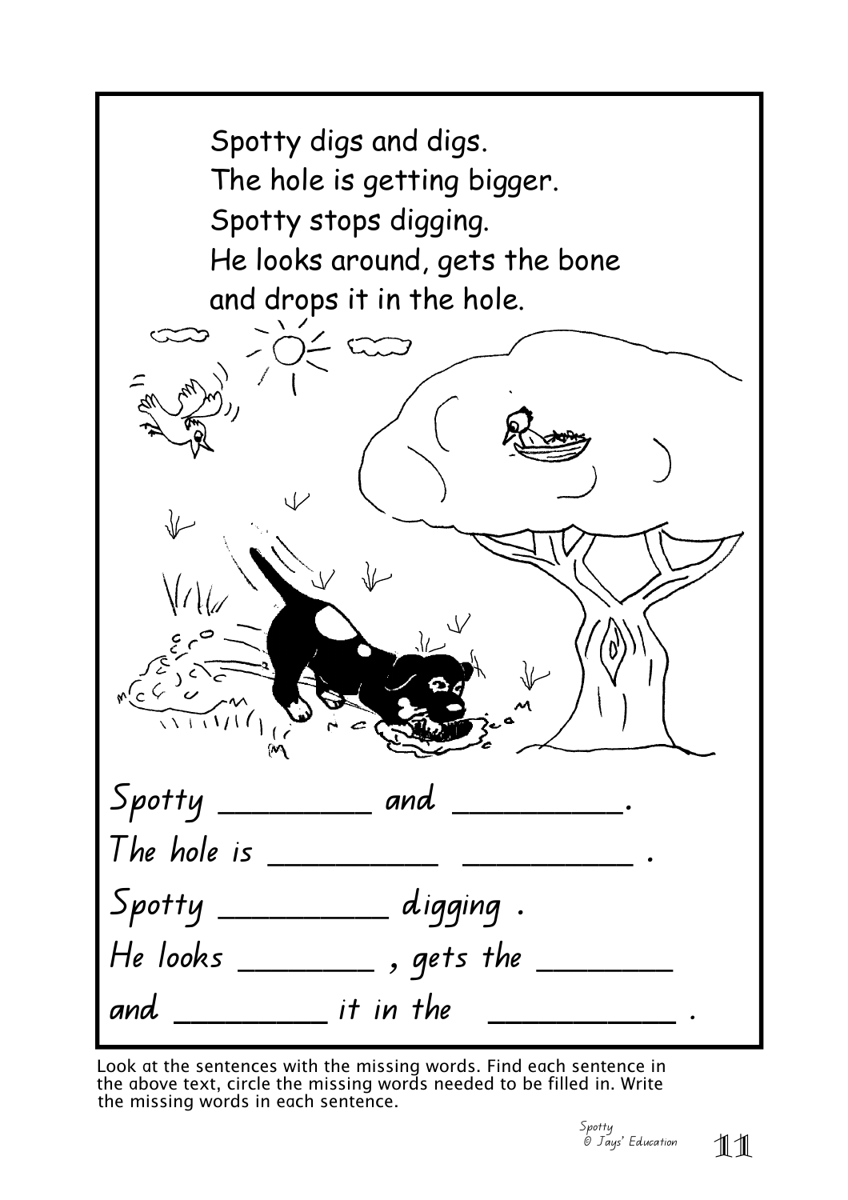Spotty digs and digs.
The hole is getting bigger.
Spotty stops digging.
He looks around, gets the bone
and drops it in the hole.

Spotty ________ and ________.
The hole is ________ ________ .
Spotty ________ digging .
He looks ________ , gets the ________
and ________ it in the ________ .

Look at the sentences with the missing words. Find each sentence in the above text, circle the missing words needed to be filled in. Write the missing words in each sentence.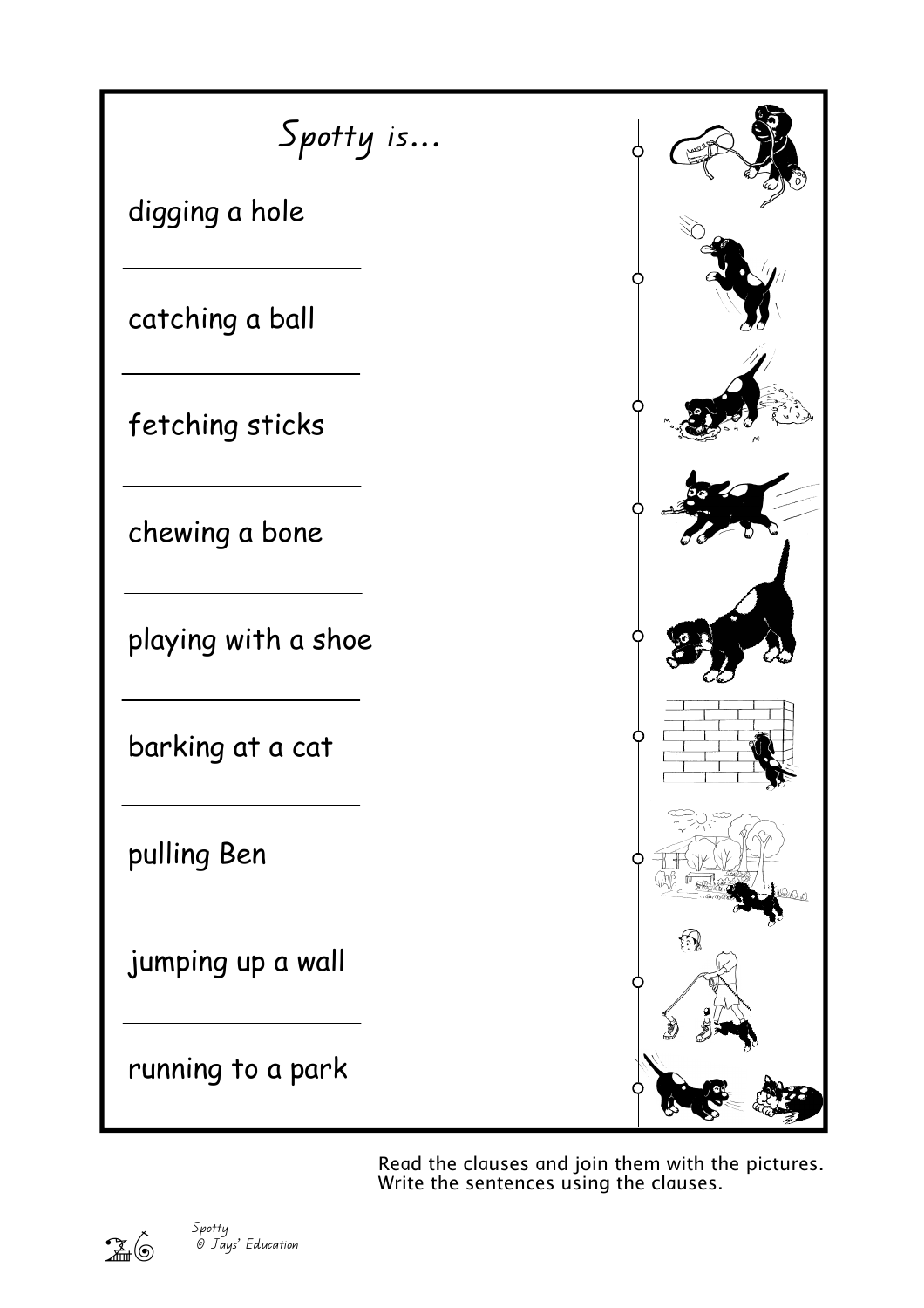# Spotty is...

digging a hole

catching a ball

fetching sticks

chewing a bone

playing with a shoe

barking at a cat

pulling Ben

jumping up a wall

running to a park

Read the clauses and join them with the pictures.
Write the sentences using the clauses.

Spotty
© Jays' Education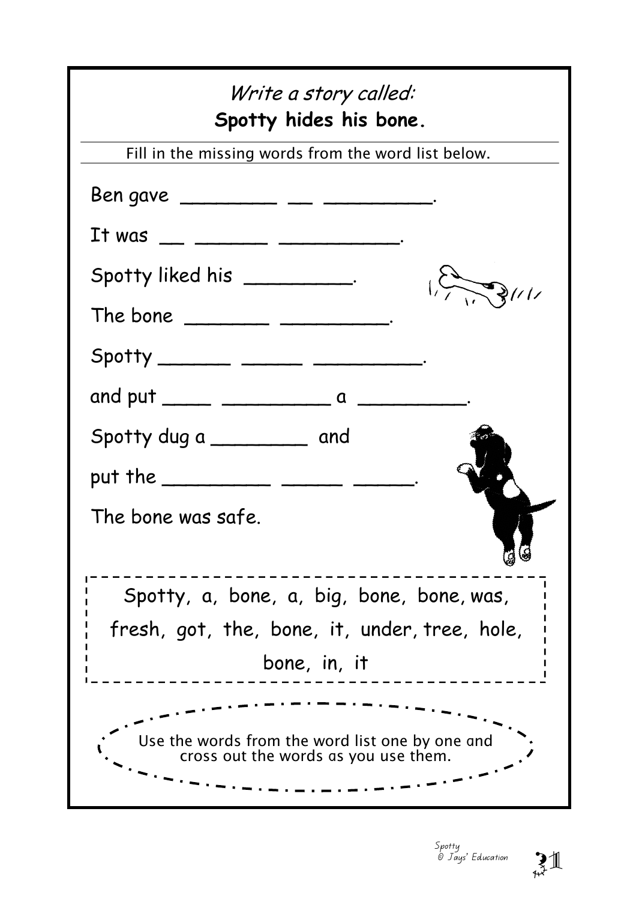*Write a story called:*

**Spotty hides his bone.**

Fill in the missing words from the word list below.

Ben gave ________ __ _________.

It was __ ______ __________.

Spotty liked his _________.

The bone _______ _________.

Spotty ______ _____ _________.

and put ____ _________ a _________.

Spotty dug a ________ and

put the _________ _____ _____.

The bone was safe.

Spotty, a, bone, a, big, bone, bone, was, fresh, got, the, bone, it, under, tree, hole, bone, in, it

Use the words from the word list one by one and cross out the words as you use them.